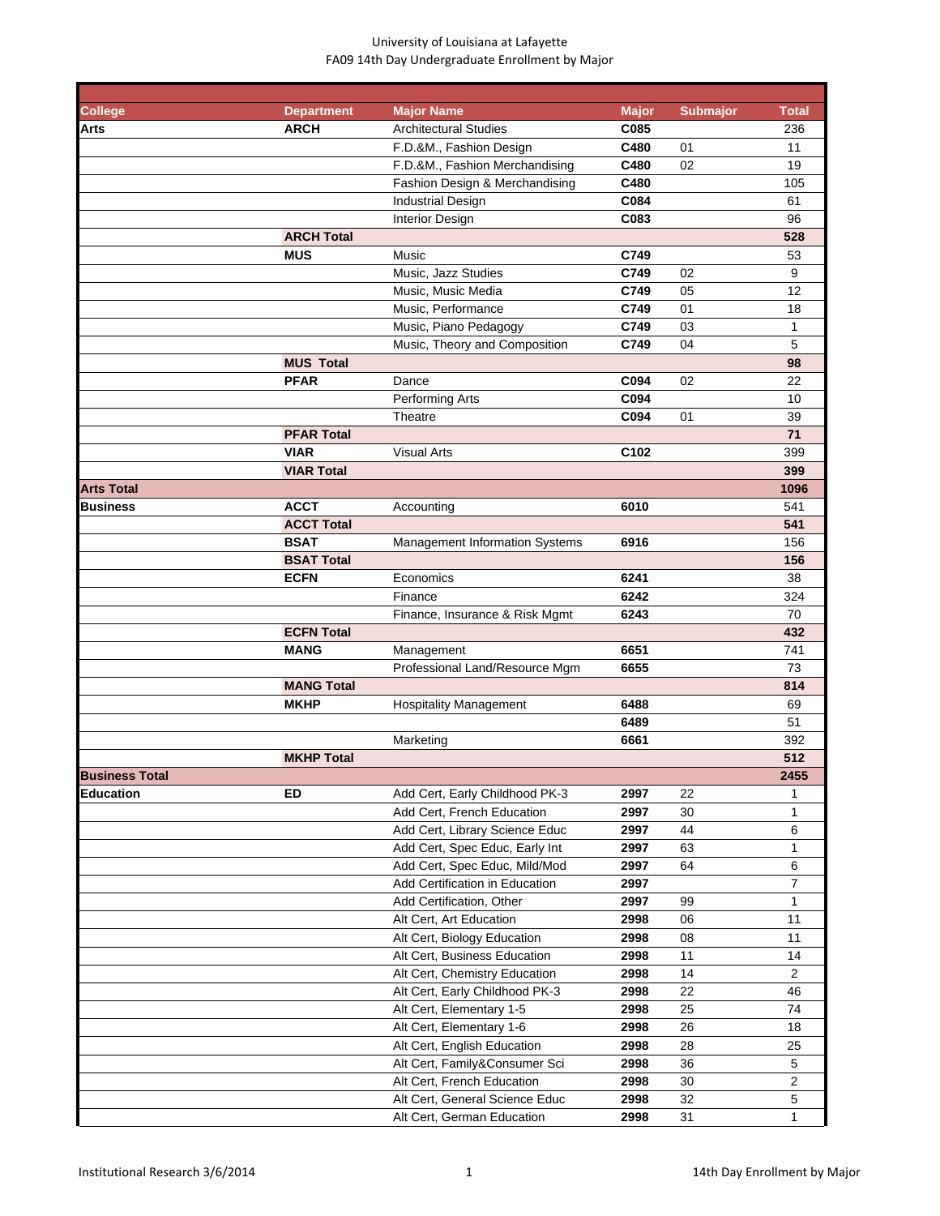University of Louisiana at Lafayette
FA09 14th Day Undergraduate Enrollment by Major

| College | Department | Major Name | Major | Submajor | Total |
|---|---|---|---|---|---|
| **Arts** | **ARCH** | Architectural Studies | **C085** | | 236 |
| | | F.D.&M., Fashion Design | **C480** | 01 | 11 |
| | | F.D.&M., Fashion Merchandising | **C480** | 02 | 19 |
| | | Fashion Design & Merchandising | **C480** | | 105 |
| | | Industrial Design | **C084** | | 61 |
| | | Interior Design | **C083** | | 96 |
| | **ARCH Total** | | | | **528** |
| | **MUS** | Music | **C749** | | 53 |
| | | Music, Jazz Studies | **C749** | 02 | 9 |
| | | Music, Music Media | **C749** | 05 | 12 |
| | | Music, Performance | **C749** | 01 | 18 |
| | | Music, Piano Pedagogy | **C749** | 03 | 1 |
| | | Music, Theory and Composition | **C749** | 04 | 5 |
| | **MUS Total** | | | | **98** |
| | **PFAR** | Dance | **C094** | 02 | 22 |
| | | Performing Arts | **C094** | | 10 |
| | | Theatre | **C094** | 01 | 39 |
| | **PFAR Total** | | | | **71** |
| | **VIAR** | Visual Arts | **C102** | | 399 |
| | **VIAR Total** | | | | **399** |
| **Arts Total** | | | | | **1096** |
| **Business** | **ACCT** | Accounting | **6010** | | 541 |
| | **ACCT Total** | | | | **541** |
| | **BSAT** | Management Information Systems | **6916** | | 156 |
| | **BSAT Total** | | | | **156** |
| | **ECFN** | Economics | **6241** | | 38 |
| | | Finance | **6242** | | 324 |
| | | Finance, Insurance & Risk Mgmt | **6243** | | 70 |
| | **ECFN Total** | | | | **432** |
| | **MANG** | Management | **6651** | | 741 |
| | | Professional Land/Resource Mgm | **6655** | | 73 |
| | **MANG Total** | | | | **814** |
| | **MKHP** | Hospitality Management | **6488** | | 69 |
| | | | **6489** | | 51 |
| | | Marketing | **6661** | | 392 |
| | **MKHP Total** | | | | **512** |
| **Business Total** | | | | | **2455** |
| **Education** | **ED** | Add Cert, Early Childhood PK-3 | **2997** | 22 | 1 |
| | | Add Cert, French Education | **2997** | 30 | 1 |
| | | Add Cert, Library Science Educ | **2997** | 44 | 6 |
| | | Add Cert, Spec Educ, Early Int | **2997** | 63 | 1 |
| | | Add Cert, Spec Educ, Mild/Mod | **2997** | 64 | 6 |
| | | Add Certification in Education | **2997** | | 7 |
| | | Add Certification, Other | **2997** | 99 | 1 |
| | | Alt Cert, Art Education | **2998** | 06 | 11 |
| | | Alt Cert, Biology Education | **2998** | 08 | 11 |
| | | Alt Cert, Business Education | **2998** | 11 | 14 |
| | | Alt Cert, Chemistry Education | **2998** | 14 | 2 |
| | | Alt Cert, Early Childhood PK-3 | **2998** | 22 | 46 |
| | | Alt Cert, Elementary 1-5 | **2998** | 25 | 74 |
| | | Alt Cert, Elementary 1-6 | **2998** | 26 | 18 |
| | | Alt Cert, English Education | **2998** | 28 | 25 |
| | | Alt Cert, Family&Consumer Sci | **2998** | 36 | 5 |
| | | Alt Cert, French Education | **2998** | 30 | 2 |
| | | Alt Cert, General Science Educ | **2998** | 32 | 5 |
| | | Alt Cert, German Education | **2998** | 31 | 1 |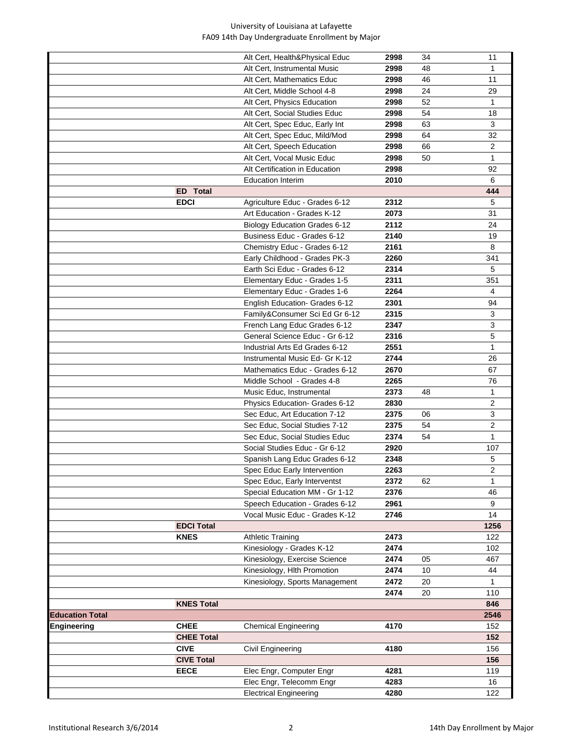| | | | | | |
|---|---|---|---|---|---|
| | | Alt Cert, Health&Physical Educ | **2998** | 34 | 11 |
| | | Alt Cert, Instrumental Music | **2998** | 48 | 1 |
| | | Alt Cert, Mathematics Educ | **2998** | 46 | 11 |
| | | Alt Cert, Middle School 4-8 | **2998** | 24 | 29 |
| | | Alt Cert, Physics Education | **2998** | 52 | 1 |
| | | Alt Cert, Social Studies Educ | **2998** | 54 | 18 |
| | | Alt Cert, Spec Educ, Early Int | **2998** | 63 | 3 |
| | | Alt Cert, Spec Educ, Mild/Mod | **2998** | 64 | 32 |
| | | Alt Cert, Speech Education | **2998** | 66 | 2 |
| | | Alt Cert, Vocal Music Educ | **2998** | 50 | 1 |
| | | Alt Certification in Education | **2998** | | 92 |
| | | Education Interim | **2010** | | 6 |
| | **ED Total** | | | | **444** |
| | **EDCI** | Agriculture Educ - Grades 6-12 | **2312** | | 5 |
| | | Art Education - Grades K-12 | **2073** | | 31 |
| | | Biology Education Grades 6-12 | **2112** | | 24 |
| | | Business Educ - Grades 6-12 | **2140** | | 19 |
| | | Chemistry Educ - Grades 6-12 | **2161** | | 8 |
| | | Early Childhood - Grades PK-3 | **2260** | | 341 |
| | | Earth Sci Educ - Grades 6-12 | **2314** | | 5 |
| | | Elementary Educ - Grades 1-5 | **2311** | | 351 |
| | | Elementary Educ - Grades 1-6 | **2264** | | 4 |
| | | English Education- Grades 6-12 | **2301** | | 94 |
| | | Family&Consumer Sci Ed Gr 6-12 | **2315** | | 3 |
| | | French Lang Educ Grades 6-12 | **2347** | | 3 |
| | | General Science Educ - Gr 6-12 | **2316** | | 5 |
| | | Industrial Arts Ed Grades 6-12 | **2551** | | 1 |
| | | Instrumental Music Ed- Gr K-12 | **2744** | | 26 |
| | | Mathematics Educ - Grades 6-12 | **2670** | | 67 |
| | | Middle School - Grades 4-8 | **2265** | | 76 |
| | | Music Educ, Instrumental | **2373** | 48 | 1 |
| | | Physics Education- Grades 6-12 | **2830** | | 2 |
| | | Sec Educ, Art Education 7-12 | **2375** | 06 | 3 |
| | | Sec Educ, Social Studies 7-12 | **2375** | 54 | 2 |
| | | Sec Educ, Social Studies Educ | **2374** | 54 | 1 |
| | | Social Studies Educ - Gr 6-12 | **2920** | | 107 |
| | | Spanish Lang Educ Grades 6-12 | **2348** | | 5 |
| | | Spec Educ Early Intervention | **2263** | | 2 |
| | | Spec Educ, Early Interventst | **2372** | 62 | 1 |
| | | Special Education MM - Gr 1-12 | **2376** | | 46 |
| | | Speech Education - Grades 6-12 | **2961** | | 9 |
| | | Vocal Music Educ - Grades K-12 | **2746** | | 14 |
| | **EDCI Total** | | | | **1256** |
| | **KNES** | Athletic Training | **2473** | | 122 |
| | | Kinesiology - Grades K-12 | **2474** | | 102 |
| | | Kinesiology, Exercise Science | **2474** | 05 | 467 |
| | | Kinesiology, Hlth Promotion | **2474** | 10 | 44 |
| | | Kinesiology, Sports Management | **2472** | 20 | 1 |
| | | | **2474** | 20 | 110 |
| | **KNES Total** | | | | **846** |
| **Education Total** | | | | | **2546** |
| **Engineering** | **CHEE** | Chemical Engineering | **4170** | | 152 |
| | **CHEE Total** | | | | **152** |
| | **CIVE** | Civil Engineering | **4180** | | 156 |
| | **CIVE Total** | | | | **156** |
| | **EECE** | Elec Engr, Computer Engr | **4281** | | 119 |
| | | Elec Engr, Telecomm Engr | **4283** | | 16 |
| | | Electrical Engineering | **4280** | | 122 |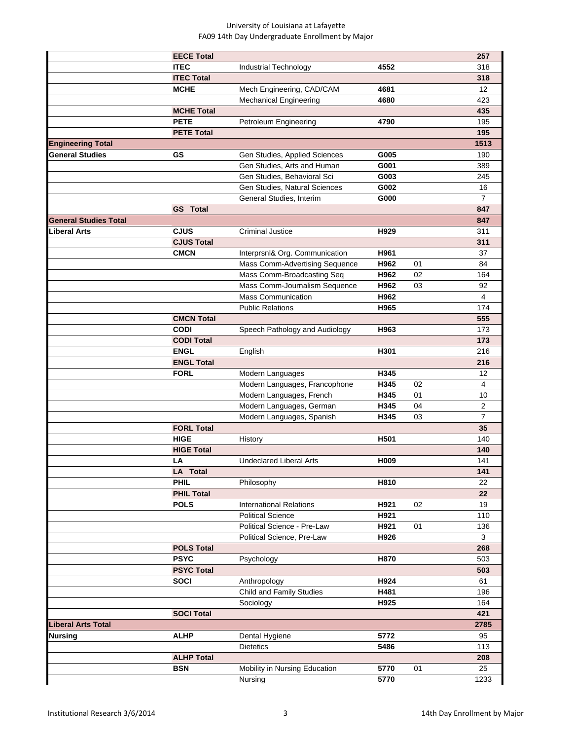University of Louisiana at Lafayette
FA09 14th Day Undergraduate Enrollment by Major

| | | | | | |
|---|---|---|---|---|---|
| | **EECE Total** | | | | **257** |
| | **ITEC** | Industrial Technology | **4552** | | 318 |
| | **ITEC Total** | | | | **318** |
| | **MCHE** | Mech Engineering, CAD/CAM | **4681** | | 12 |
| | | Mechanical Engineering | **4680** | | 423 |
| | **MCHE Total** | | | | **435** |
| | **PETE** | Petroleum Engineering | **4790** | | 195 |
| | **PETE Total** | | | | **195** |
| **Engineering Total** | | | | | **1513** |
| **General Studies** | **GS** | Gen Studies, Applied Sciences | **G005** | | 190 |
| | | Gen Studies, Arts and Human | **G001** | | 389 |
| | | Gen Studies, Behavioral Sci | **G003** | | 245 |
| | | Gen Studies, Natural Sciences | **G002** | | 16 |
| | | General Studies, Interim | **G000** | | 7 |
| | **GS Total** | | | | **847** |
| **General Studies Total** | | | | | **847** |
| **Liberal Arts** | **CJUS** | Criminal Justice | **H929** | | 311 |
| | **CJUS Total** | | | | **311** |
| | **CMCN** | Interprsnl& Org. Communication | **H961** | | 37 |
| | | Mass Comm-Advertising Sequence | **H962** | 01 | 84 |
| | | Mass Comm-Broadcasting Seq | **H962** | 02 | 164 |
| | | Mass Comm-Journalism Sequence | **H962** | 03 | 92 |
| | | Mass Communication | **H962** | | 4 |
| | | Public Relations | **H965** | | 174 |
| | **CMCN Total** | | | | **555** |
| | **CODI** | Speech Pathology and Audiology | **H963** | | 173 |
| | **CODI Total** | | | | **173** |
| | **ENGL** | English | **H301** | | 216 |
| | **ENGL Total** | | | | **216** |
| | **FORL** | Modern Languages | **H345** | | 12 |
| | | Modern Languages, Francophone | **H345** | 02 | 4 |
| | | Modern Languages, French | **H345** | 01 | 10 |
| | | Modern Languages, German | **H345** | 04 | 2 |
| | | Modern Languages, Spanish | **H345** | 03 | 7 |
| | **FORL Total** | | | | **35** |
| | **HIGE** | History | **H501** | | 140 |
| | **HIGE Total** | | | | **140** |
| | **LA** | Undeclared Liberal Arts | **H009** | | 141 |
| | **LA Total** | | | | **141** |
| | **PHIL** | Philosophy | **H810** | | 22 |
| | **PHIL Total** | | | | **22** |
| | **POLS** | International Relations | **H921** | 02 | 19 |
| | | Political Science | **H921** | | 110 |
| | | Political Science - Pre-Law | **H921** | 01 | 136 |
| | | Political Science, Pre-Law | **H926** | | 3 |
| | **POLS Total** | | | | **268** |
| | **PSYC** | Psychology | **H870** | | 503 |
| | **PSYC Total** | | | | **503** |
| | **SOCI** | Anthropology | **H924** | | 61 |
| | | Child and Family Studies | **H481** | | 196 |
| | | Sociology | **H925** | | 164 |
| | **SOCI Total** | | | | **421** |
| **Liberal Arts Total** | | | | | **2785** |
| **Nursing** | **ALHP** | Dental Hygiene | **5772** | | 95 |
| | | Dietetics | **5486** | | 113 |
| | **ALHP Total** | | | | **208** |
| | **BSN** | Mobility in Nursing Education | **5770** | 01 | 25 |
| | | Nursing | **5770** | | 1233 |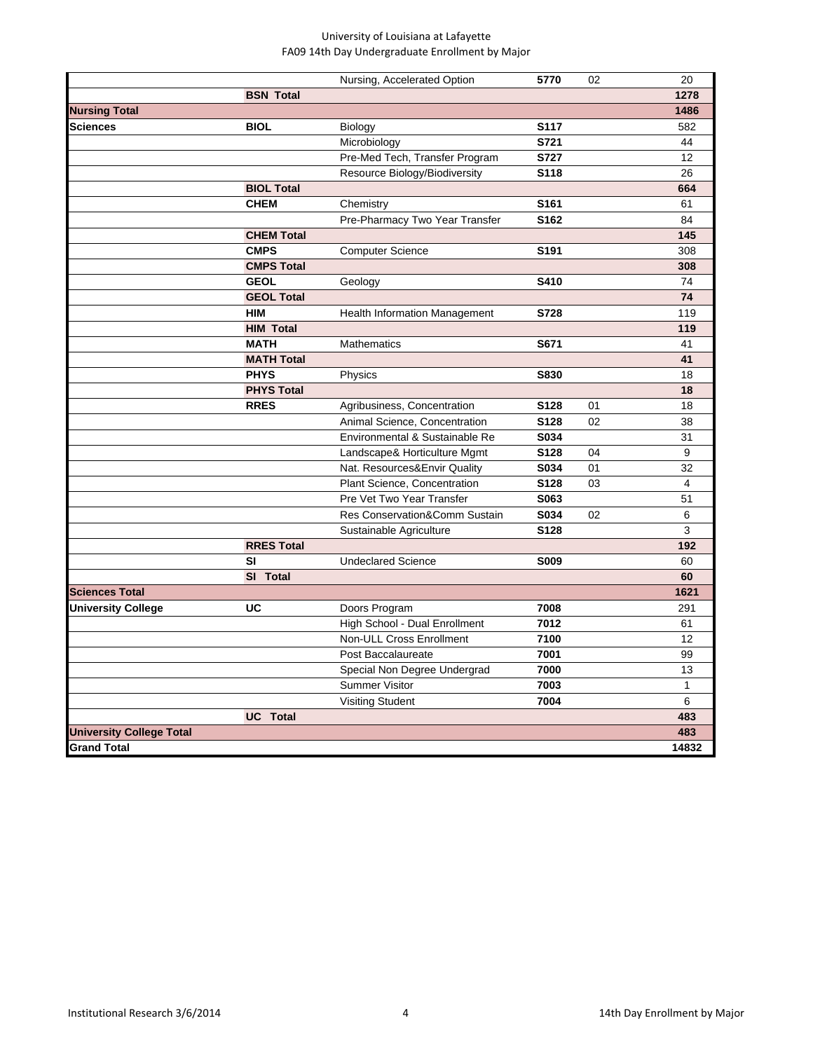University of Louisiana at Lafayette
FA09 14th Day Undergraduate Enrollment by Major

| | | | | | |
|---|---|---|---|---|---|
| | | Nursing, Accelerated Option | 5770 | 02 | 20 |
| | **BSN Total** | | | | **1278** |
| **Nursing Total** | | | | | **1486** |
| **Sciences** | **BIOL** | Biology | **S117** | | 582 |
| | | Microbiology | **S721** | | 44 |
| | | Pre-Med Tech, Transfer Program | **S727** | | 12 |
| | | Resource Biology/Biodiversity | **S118** | | 26 |
| | **BIOL Total** | | | | **664** |
| | **CHEM** | Chemistry | **S161** | | 61 |
| | | Pre-Pharmacy Two Year Transfer | **S162** | | 84 |
| | **CHEM Total** | | | | **145** |
| | **CMPS** | Computer Science | **S191** | | 308 |
| | **CMPS Total** | | | | **308** |
| | **GEOL** | Geology | **S410** | | 74 |
| | **GEOL Total** | | | | **74** |
| | **HIM** | Health Information Management | **S728** | | 119 |
| | **HIM Total** | | | | **119** |
| | **MATH** | Mathematics | **S671** | | 41 |
| | **MATH Total** | | | | **41** |
| | **PHYS** | Physics | **S830** | | 18 |
| | **PHYS Total** | | | | **18** |
| | **RRES** | Agribusiness, Concentration | **S128** | 01 | 18 |
| | | Animal Science, Concentration | **S128** | 02 | 38 |
| | | Environmental & Sustainable Re | **S034** | | 31 |
| | | Landscape& Horticulture Mgmt | **S128** | 04 | 9 |
| | | Nat. Resources&Envir Quality | **S034** | 01 | 32 |
| | | Plant Science, Concentration | **S128** | 03 | 4 |
| | | Pre Vet Two Year Transfer | **S063** | | 51 |
| | | Res Conservation&Comm Sustain | **S034** | 02 | 6 |
| | | Sustainable Agriculture | **S128** | | 3 |
| | **RRES Total** | | | | **192** |
| | **SI** | Undeclared Science | **S009** | | 60 |
| | **SI Total** | | | | **60** |
| **Sciences Total** | | | | | **1621** |
| **University College** | **UC** | Doors Program | **7008** | | 291 |
| | | High School - Dual Enrollment | **7012** | | 61 |
| | | Non-ULL Cross Enrollment | **7100** | | 12 |
| | | Post Baccalaureate | **7001** | | 99 |
| | | Special Non Degree Undergrad | **7000** | | 13 |
| | | Summer Visitor | **7003** | | 1 |
| | | Visiting Student | **7004** | | 6 |
| | **UC Total** | | | | **483** |
| **University College Total** | | | | | **483** |
| **Grand Total** | | | | | **14832** |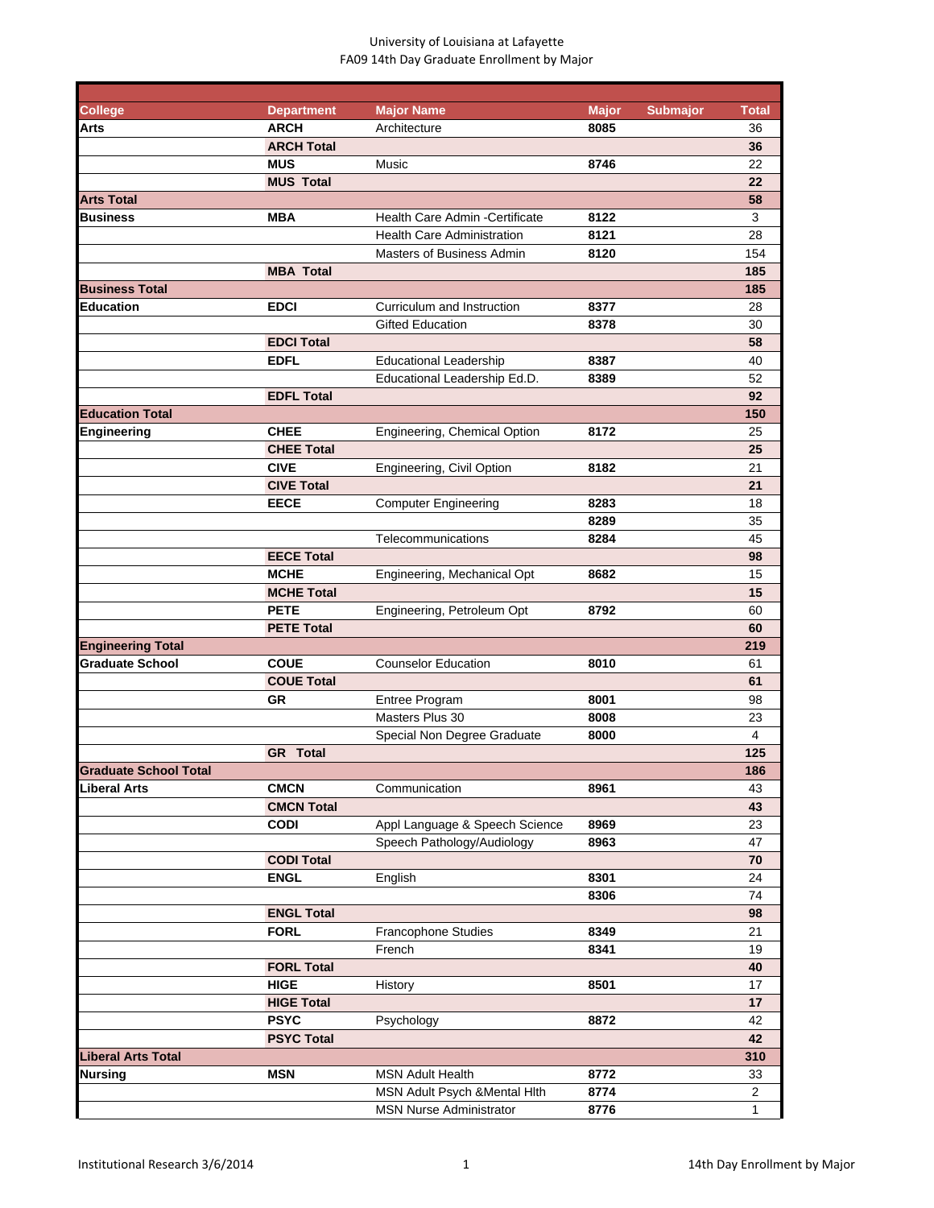University of Louisiana at Lafayette
FA09 14th Day Graduate Enrollment by Major

| College | Department | Major Name | Major | Submajor | Total |
|---|---|---|---|---|---|
| **Arts** | **ARCH** | Architecture | **8085** | | 36 |
| | **ARCH Total** | | | | **36** |
| | **MUS** | Music | **8746** | | 22 |
| | **MUS Total** | | | | **22** |
| **Arts Total** | | | | | **58** |
| **Business** | **MBA** | Health Care Admin -Certificate | **8122** | | 3 |
| | | Health Care Administration | **8121** | | 28 |
| | | Masters of Business Admin | **8120** | | 154 |
| | **MBA Total** | | | | **185** |
| **Business Total** | | | | | **185** |
| **Education** | **EDCI** | Curriculum and Instruction | **8377** | | 28 |
| | | Gifted Education | **8378** | | 30 |
| | **EDCI Total** | | | | **58** |
| | **EDFL** | Educational Leadership | **8387** | | 40 |
| | | Educational Leadership Ed.D. | **8389** | | 52 |
| | **EDFL Total** | | | | **92** |
| **Education Total** | | | | | **150** |
| **Engineering** | **CHEE** | Engineering, Chemical Option | **8172** | | 25 |
| | **CHEE Total** | | | | **25** |
| | **CIVE** | Engineering, Civil Option | **8182** | | 21 |
| | **CIVE Total** | | | | **21** |
| | **EECE** | Computer Engineering | **8283** | | 18 |
| | | | **8289** | | 35 |
| | | Telecommunications | **8284** | | 45 |
| | **EECE Total** | | | | **98** |
| | **MCHE** | Engineering, Mechanical Opt | **8682** | | 15 |
| | **MCHE Total** | | | | **15** |
| | **PETE** | Engineering, Petroleum Opt | **8792** | | 60 |
| | **PETE Total** | | | | **60** |
| **Engineering Total** | | | | | **219** |
| **Graduate School** | **COUE** | Counselor Education | **8010** | | 61 |
| | **COUE Total** | | | | **61** |
| | **GR** | Entree Program | **8001** | | 98 |
| | | Masters Plus 30 | **8008** | | 23 |
| | | Special Non Degree Graduate | **8000** | | 4 |
| | **GR Total** | | | | **125** |
| **Graduate School Total** | | | | | **186** |
| **Liberal Arts** | **CMCN** | Communication | **8961** | | 43 |
| | **CMCN Total** | | | | **43** |
| | **CODI** | Appl Language & Speech Science | **8969** | | 23 |
| | | Speech Pathology/Audiology | **8963** | | 47 |
| | **CODI Total** | | | | **70** |
| | **ENGL** | English | **8301** | | 24 |
| | | | **8306** | | 74 |
| | **ENGL Total** | | | | **98** |
| | **FORL** | Francophone Studies | **8349** | | 21 |
| | | French | **8341** | | 19 |
| | **FORL Total** | | | | **40** |
| | **HIGE** | History | **8501** | | 17 |
| | **HIGE Total** | | | | **17** |
| | **PSYC** | Psychology | **8872** | | 42 |
| | **PSYC Total** | | | | **42** |
| **Liberal Arts Total** | | | | | **310** |
| **Nursing** | **MSN** | MSN Adult Health | **8772** | | 33 |
| | | MSN Adult Psych &Mental Hlth | **8774** | | 2 |
| | | MSN Nurse Administrator | **8776** | | 1 |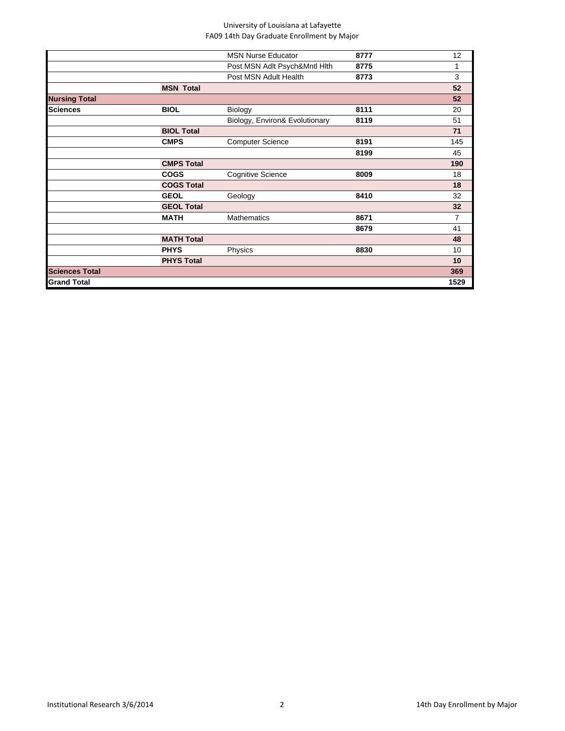University of Louisiana at Lafayette
FA09 14th Day Graduate Enrollment by Major

| | | | | |
|---|---|---|---|---|
| | | MSN Nurse Educator | **8777** | 12 |
| | | Post MSN Adlt Psych&Mntl Hlth | **8775** | 1 |
| | | Post MSN Adult Health | **8773** | 3 |
| | **MSN Total** | | | **52** |
| **Nursing Total** | | | | **52** |
| **Sciences** | **BIOL** | Biology | **8111** | 20 |
| | | Biology, Environ& Evolutionary | **8119** | 51 |
| | **BIOL Total** | | | **71** |
| | **CMPS** | Computer Science | **8191** | 145 |
| | | | **8199** | 45 |
| | **CMPS Total** | | | **190** |
| | **COGS** | Cognitive Science | **8009** | 18 |
| | **COGS Total** | | | **18** |
| | **GEOL** | Geology | **8410** | 32 |
| | **GEOL Total** | | | **32** |
| | **MATH** | Mathematics | **8671** | 7 |
| | | | **8679** | 41 |
| | **MATH Total** | | | **48** |
| | **PHYS** | Physics | **8830** | 10 |
| | **PHYS Total** | | | **10** |
| **Sciences Total** | | | | **369** |
| **Grand Total** | | | | **1529** |